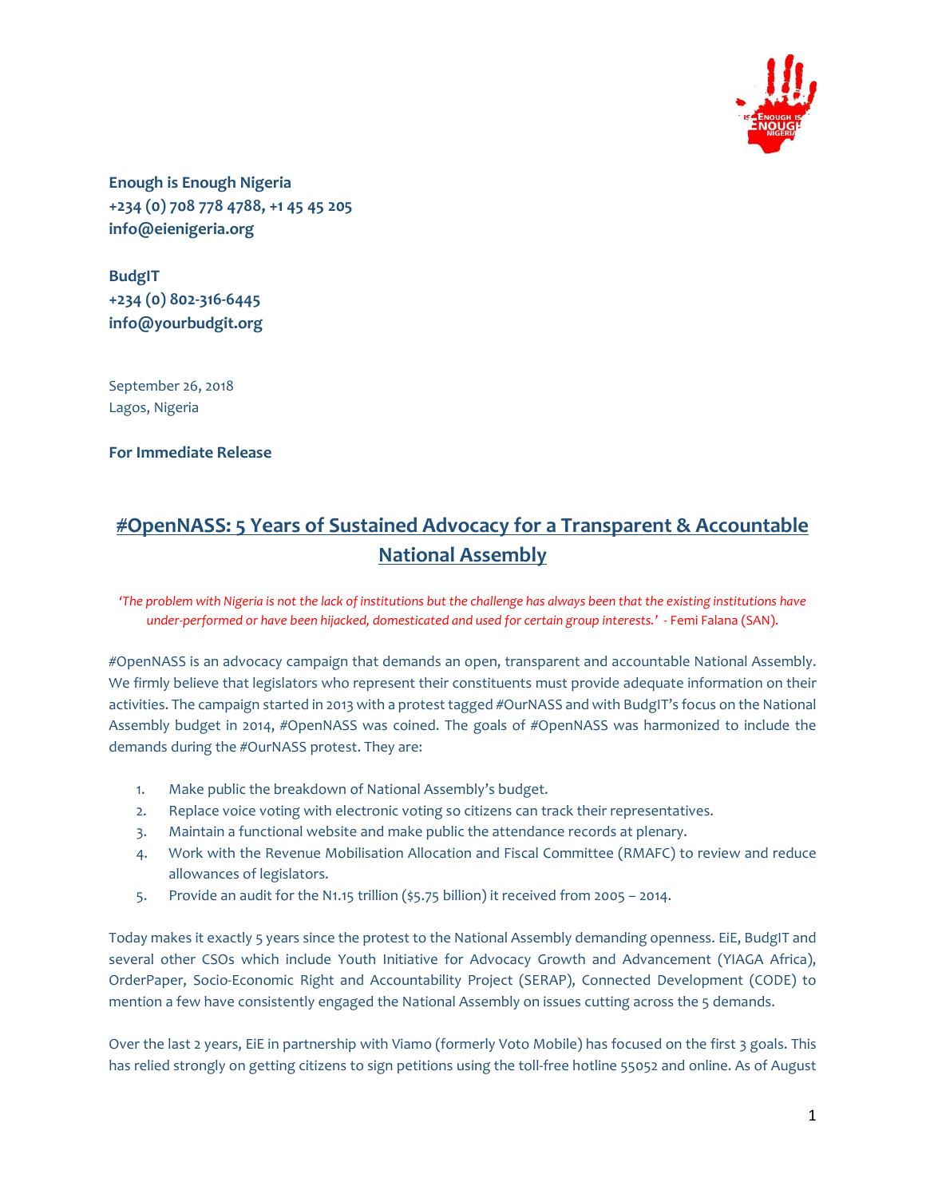**Enough is Enough Nigeria**
**+234 (0) 708 778 4788, +1 45 45 205**
**info@eienigeria.org**

**BudgIT**
**+234 (0) 802-316-6445**
**info@yourbudgit.org**

September 26, 2018
Lagos, Nigeria

**For Immediate Release**

# #OpenNASS: 5 Years of Sustained Advocacy for a Transparent & Accountable National Assembly

*'The problem with Nigeria is not the lack of institutions but the challenge has always been that the existing institutions have under-performed or have been hijacked, domesticated and used for certain group interests.'* - Femi Falana (SAN).

#OpenNASS is an advocacy campaign that demands an open, transparent and accountable National Assembly. We firmly believe that legislators who represent their constituents must provide adequate information on their activities. The campaign started in 2013 with a protest tagged #OurNASS and with BudgIT's focus on the National Assembly budget in 2014, #OpenNASS was coined. The goals of #OpenNASS was harmonized to include the demands during the #OurNASS protest. They are:

1. Make public the breakdown of National Assembly's budget.
2. Replace voice voting with electronic voting so citizens can track their representatives.
3. Maintain a functional website and make public the attendance records at plenary.
4. Work with the Revenue Mobilisation Allocation and Fiscal Committee (RMAFC) to review and reduce allowances of legislators.
5. Provide an audit for the N1.15 trillion ($5.75 billion) it received from 2005 – 2014.

Today makes it exactly 5 years since the protest to the National Assembly demanding openness. EiE, BudgIT and several other CSOs which include Youth Initiative for Advocacy Growth and Advancement (YIAGA Africa), OrderPaper, Socio-Economic Right and Accountability Project (SERAP), Connected Development (CODE) to mention a few have consistently engaged the National Assembly on issues cutting across the 5 demands.

Over the last 2 years, EiE in partnership with Viamo (formerly Voto Mobile) has focused on the first 3 goals. This has relied strongly on getting citizens to sign petitions using the toll-free hotline 55052 and online. As of August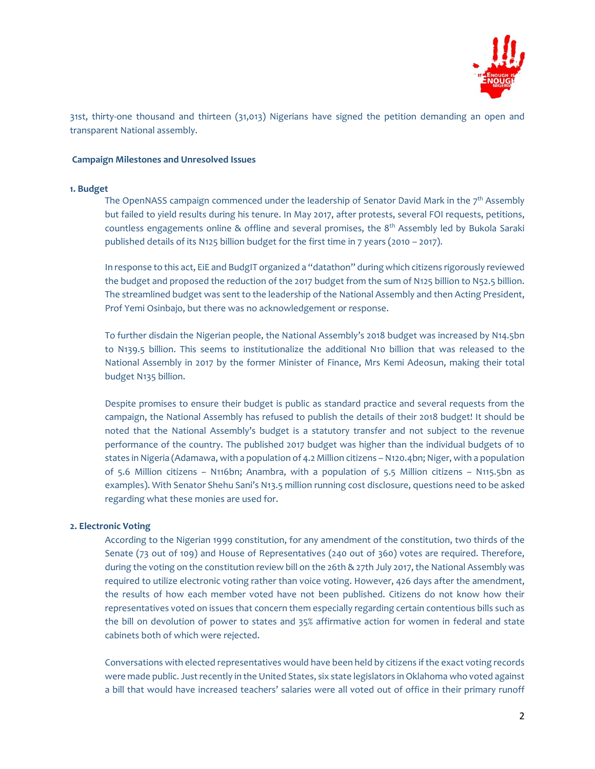31st, thirty-one thousand and thirteen (31,013) Nigerians have signed the petition demanding an open and transparent National assembly.

**Campaign Milestones and Unresolved Issues**

**1. Budget**

The OpenNASS campaign commenced under the leadership of Senator David Mark in the 7th Assembly but failed to yield results during his tenure. In May 2017, after protests, several FOI requests, petitions, countless engagements online & offline and several promises, the 8th Assembly led by Bukola Saraki published details of its N125 billion budget for the first time in 7 years (2010 – 2017).

In response to this act, EiE and BudgIT organized a "datathon" during which citizens rigorously reviewed the budget and proposed the reduction of the 2017 budget from the sum of N125 billion to N52.5 billion. The streamlined budget was sent to the leadership of the National Assembly and then Acting President, Prof Yemi Osinbajo, but there was no acknowledgement or response.

To further disdain the Nigerian people, the National Assembly's 2018 budget was increased by N14.5bn to N139.5 billion. This seems to institutionalize the additional N10 billion that was released to the National Assembly in 2017 by the former Minister of Finance, Mrs Kemi Adeosun, making their total budget N135 billion.

Despite promises to ensure their budget is public as standard practice and several requests from the campaign, the National Assembly has refused to publish the details of their 2018 budget! It should be noted that the National Assembly's budget is a statutory transfer and not subject to the revenue performance of the country. The published 2017 budget was higher than the individual budgets of 10 states in Nigeria (Adamawa, with a population of 4.2 Million citizens – N120.4bn; Niger, with a population of 5.6 Million citizens – N116bn; Anambra, with a population of 5.5 Million citizens – N115.5bn as examples). With Senator Shehu Sani's N13.5 million running cost disclosure, questions need to be asked regarding what these monies are used for.

**2. Electronic Voting**

According to the Nigerian 1999 constitution, for any amendment of the constitution, two thirds of the Senate (73 out of 109) and House of Representatives (240 out of 360) votes are required. Therefore, during the voting on the constitution review bill on the 26th & 27th July 2017, the National Assembly was required to utilize electronic voting rather than voice voting. However, 426 days after the amendment, the results of how each member voted have not been published. Citizens do not know how their representatives voted on issues that concern them especially regarding certain contentious bills such as the bill on devolution of power to states and 35% affirmative action for women in federal and state cabinets both of which were rejected.

Conversations with elected representatives would have been held by citizens if the exact voting records were made public. Just recently in the United States, six state legislators in Oklahoma who voted against a bill that would have increased teachers' salaries were all voted out of office in their primary runoff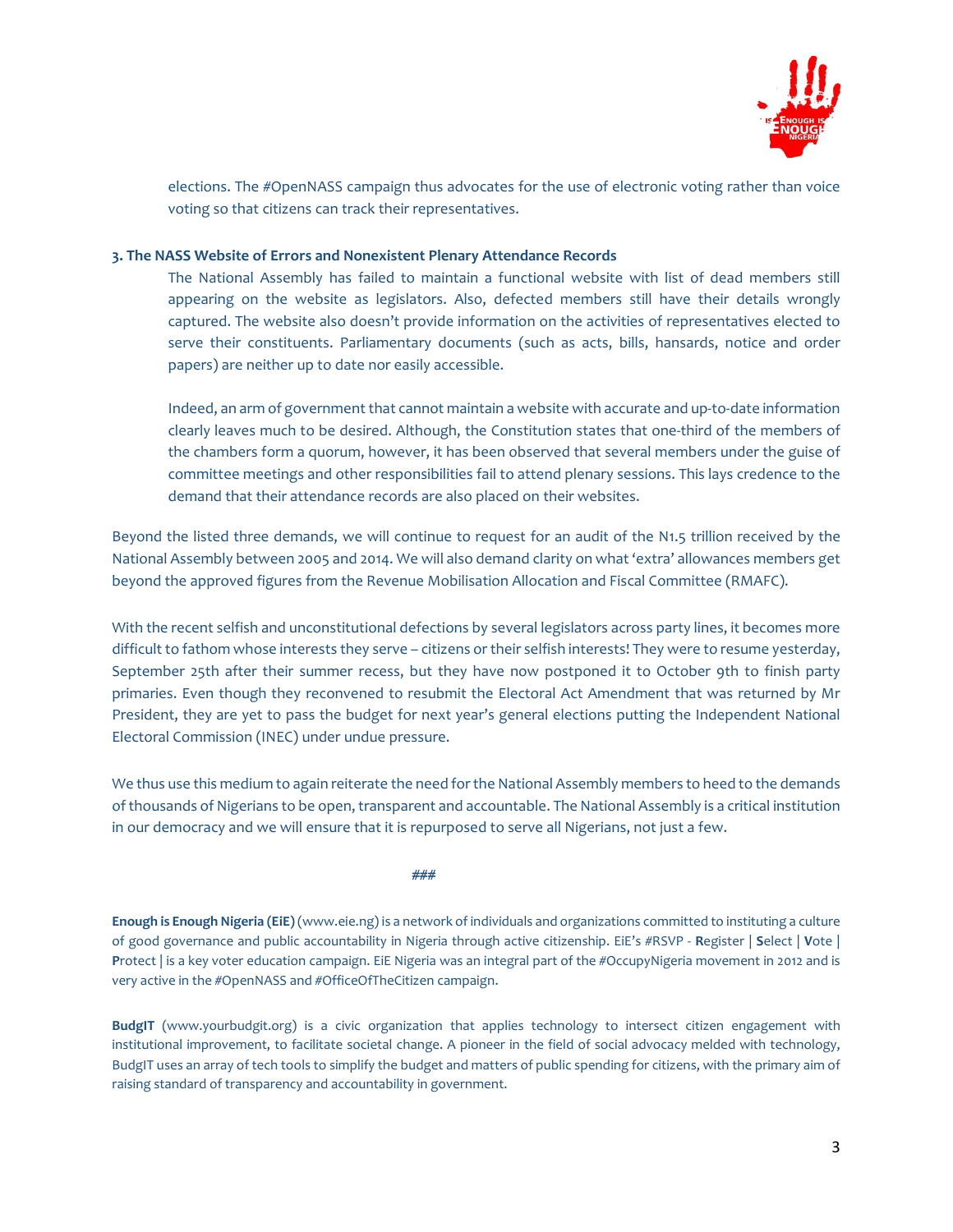elections. The #OpenNASS campaign thus advocates for the use of electronic voting rather than voice voting so that citizens can track their representatives.

**3. The NASS Website of Errors and Nonexistent Plenary Attendance Records**

The National Assembly has failed to maintain a functional website with list of dead members still appearing on the website as legislators. Also, defected members still have their details wrongly captured. The website also doesn't provide information on the activities of representatives elected to serve their constituents. Parliamentary documents (such as acts, bills, hansards, notice and order papers) are neither up to date nor easily accessible.

Indeed, an arm of government that cannot maintain a website with accurate and up-to-date information clearly leaves much to be desired. Although, the Constitution states that one-third of the members of the chambers form a quorum, however, it has been observed that several members under the guise of committee meetings and other responsibilities fail to attend plenary sessions. This lays credence to the demand that their attendance records are also placed on their websites.

Beyond the listed three demands, we will continue to request for an audit of the N1.5 trillion received by the National Assembly between 2005 and 2014. We will also demand clarity on what 'extra' allowances members get beyond the approved figures from the Revenue Mobilisation Allocation and Fiscal Committee (RMAFC).

With the recent selfish and unconstitutional defections by several legislators across party lines, it becomes more difficult to fathom whose interests they serve – citizens or their selfish interests! They were to resume yesterday, September 25th after their summer recess, but they have now postponed it to October 9th to finish party primaries. Even though they reconvened to resubmit the Electoral Act Amendment that was returned by Mr President, they are yet to pass the budget for next year's general elections putting the Independent National Electoral Commission (INEC) under undue pressure.

We thus use this medium to again reiterate the need for the National Assembly members to heed to the demands of thousands of Nigerians to be open, transparent and accountable. The National Assembly is a critical institution in our democracy and we will ensure that it is repurposed to serve all Nigerians, not just a few.

*###*

**Enough is Enough Nigeria (EiE)** (www.eie.ng) is a network of individuals and organizations committed to instituting a culture of good governance and public accountability in Nigeria through active citizenship. EiE's #RSVP - **R**egister | **S**elect | **V**ote | **P**rotect | is a key voter education campaign. EiE Nigeria was an integral part of the #OccupyNigeria movement in 2012 and is very active in the #OpenNASS and #OfficeOfTheCitizen campaign.

**BudgIT** (www.yourbudgit.org) is a civic organization that applies technology to intersect citizen engagement with institutional improvement, to facilitate societal change. A pioneer in the field of social advocacy melded with technology, BudgIT uses an array of tech tools to simplify the budget and matters of public spending for citizens, with the primary aim of raising standard of transparency and accountability in government.